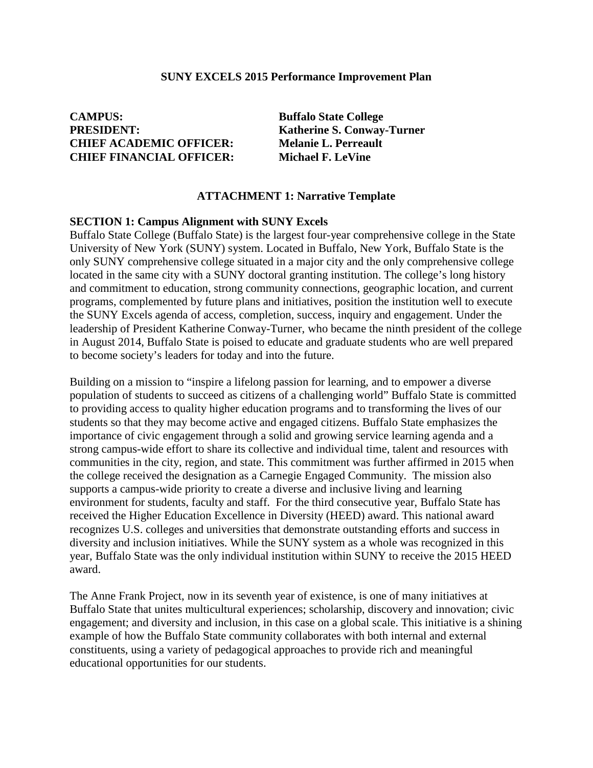# SUNY EXCELS 2015 Performance Improvement Plan

**CAMPUS:** **Buffalo State College**
**PRESIDENT:** **Katherine S. Conway-Turner**
**CHIEF ACADEMIC OFFICER:** **Melanie L. Perreault**
**CHIEF FINANCIAL OFFICER:** **Michael F. LeVine**

## ATTACHMENT 1: Narrative Template

### SECTION 1: Campus Alignment with SUNY Excels

Buffalo State College (Buffalo State) is the largest four-year comprehensive college in the State University of New York (SUNY) system. Located in Buffalo, New York, Buffalo State is the only SUNY comprehensive college situated in a major city and the only comprehensive college located in the same city with a SUNY doctoral granting institution. The college's long history and commitment to education, strong community connections, geographic location, and current programs, complemented by future plans and initiatives, position the institution well to execute the SUNY Excels agenda of access, completion, success, inquiry and engagement. Under the leadership of President Katherine Conway-Turner, who became the ninth president of the college in August 2014, Buffalo State is poised to educate and graduate students who are well prepared to become society's leaders for today and into the future.

Building on a mission to "inspire a lifelong passion for learning, and to empower a diverse population of students to succeed as citizens of a challenging world" Buffalo State is committed to providing access to quality higher education programs and to transforming the lives of our students so that they may become active and engaged citizens. Buffalo State emphasizes the importance of civic engagement through a solid and growing service learning agenda and a strong campus-wide effort to share its collective and individual time, talent and resources with communities in the city, region, and state. This commitment was further affirmed in 2015 when the college received the designation as a Carnegie Engaged Community. The mission also supports a campus-wide priority to create a diverse and inclusive living and learning environment for students, faculty and staff. For the third consecutive year, Buffalo State has received the Higher Education Excellence in Diversity (HEED) award. This national award recognizes U.S. colleges and universities that demonstrate outstanding efforts and success in diversity and inclusion initiatives. While the SUNY system as a whole was recognized in this year, Buffalo State was the only individual institution within SUNY to receive the 2015 HEED award.

The Anne Frank Project, now in its seventh year of existence, is one of many initiatives at Buffalo State that unites multicultural experiences; scholarship, discovery and innovation; civic engagement; and diversity and inclusion, in this case on a global scale. This initiative is a shining example of how the Buffalo State community collaborates with both internal and external constituents, using a variety of pedagogical approaches to provide rich and meaningful educational opportunities for our students.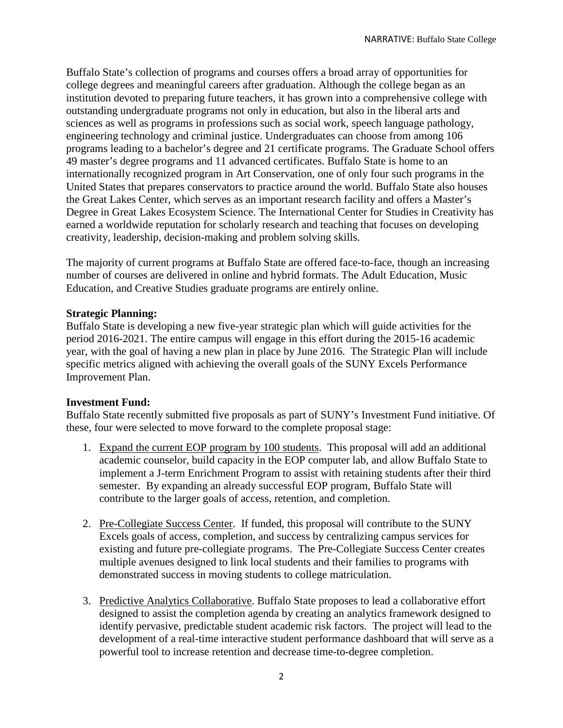Buffalo State's collection of programs and courses offers a broad array of opportunities for college degrees and meaningful careers after graduation. Although the college began as an institution devoted to preparing future teachers, it has grown into a comprehensive college with outstanding undergraduate programs not only in education, but also in the liberal arts and sciences as well as programs in professions such as social work, speech language pathology, engineering technology and criminal justice. Undergraduates can choose from among 106 programs leading to a bachelor's degree and 21 certificate programs. The Graduate School offers 49 master's degree programs and 11 advanced certificates. Buffalo State is home to an internationally recognized program in Art Conservation, one of only four such programs in the United States that prepares conservators to practice around the world. Buffalo State also houses the Great Lakes Center, which serves as an important research facility and offers a Master's Degree in Great Lakes Ecosystem Science. The International Center for Studies in Creativity has earned a worldwide reputation for scholarly research and teaching that focuses on developing creativity, leadership, decision-making and problem solving skills.

The majority of current programs at Buffalo State are offered face-to-face, though an increasing number of courses are delivered in online and hybrid formats. The Adult Education, Music Education, and Creative Studies graduate programs are entirely online.

**Strategic Planning:**
Buffalo State is developing a new five-year strategic plan which will guide activities for the period 2016-2021. The entire campus will engage in this effort during the 2015-16 academic year, with the goal of having a new plan in place by June 2016. The Strategic Plan will include specific metrics aligned with achieving the overall goals of the SUNY Excels Performance Improvement Plan.

**Investment Fund:**
Buffalo State recently submitted five proposals as part of SUNY's Investment Fund initiative. Of these, four were selected to move forward to the complete proposal stage:

1. <u>Expand the current EOP program by 100 students</u>. This proposal will add an additional academic counselor, build capacity in the EOP computer lab, and allow Buffalo State to implement a J-term Enrichment Program to assist with retaining students after their third semester. By expanding an already successful EOP program, Buffalo State will contribute to the larger goals of access, retention, and completion.

2. <u>Pre-Collegiate Success Center</u>. If funded, this proposal will contribute to the SUNY Excels goals of access, completion, and success by centralizing campus services for existing and future pre-collegiate programs. The Pre-Collegiate Success Center creates multiple avenues designed to link local students and their families to programs with demonstrated success in moving students to college matriculation.

3. <u>Predictive Analytics Collaborative</u>. Buffalo State proposes to lead a collaborative effort designed to assist the completion agenda by creating an analytics framework designed to identify pervasive, predictable student academic risk factors. The project will lead to the development of a real-time interactive student performance dashboard that will serve as a powerful tool to increase retention and decrease time-to-degree completion.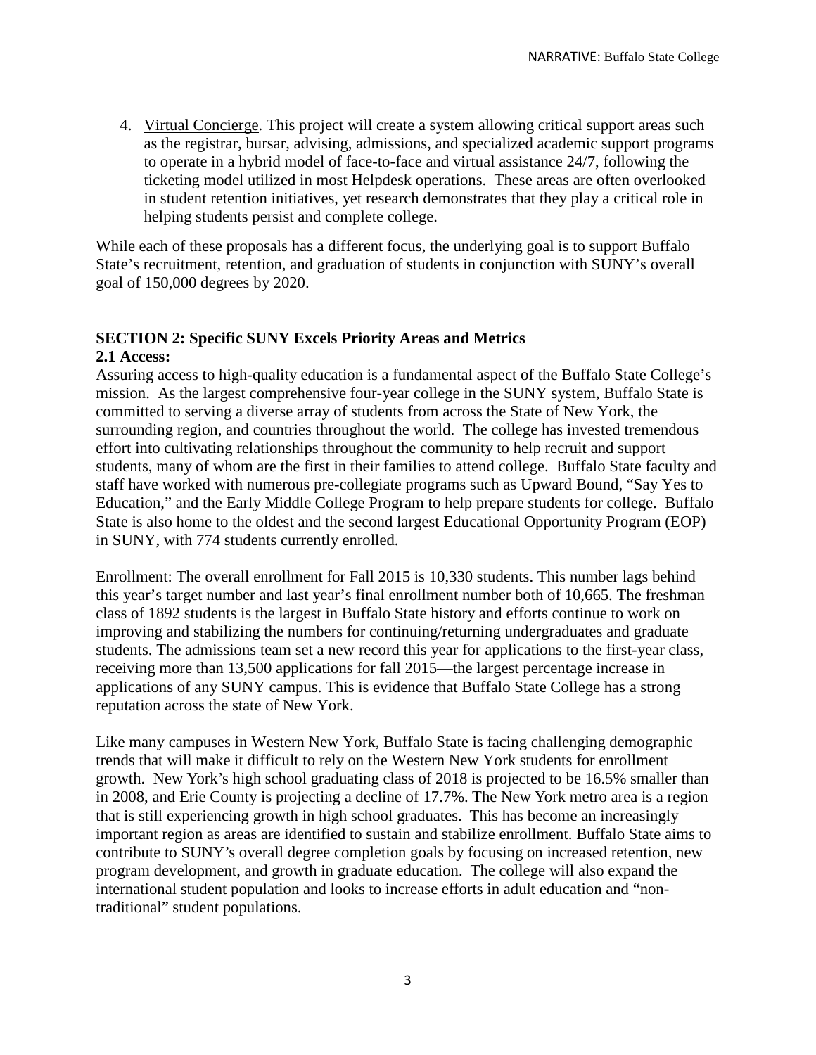4. Virtual Concierge. This project will create a system allowing critical support areas such as the registrar, bursar, advising, admissions, and specialized academic support programs to operate in a hybrid model of face-to-face and virtual assistance 24/7, following the ticketing model utilized in most Helpdesk operations. These areas are often overlooked in student retention initiatives, yet research demonstrates that they play a critical role in helping students persist and complete college.

While each of these proposals has a different focus, the underlying goal is to support Buffalo State's recruitment, retention, and graduation of students in conjunction with SUNY's overall goal of 150,000 degrees by 2020.

## SECTION 2: Specific SUNY Excels Priority Areas and Metrics

### 2.1 Access:

Assuring access to high-quality education is a fundamental aspect of the Buffalo State College's mission. As the largest comprehensive four-year college in the SUNY system, Buffalo State is committed to serving a diverse array of students from across the State of New York, the surrounding region, and countries throughout the world. The college has invested tremendous effort into cultivating relationships throughout the community to help recruit and support students, many of whom are the first in their families to attend college. Buffalo State faculty and staff have worked with numerous pre-collegiate programs such as Upward Bound, "Say Yes to Education," and the Early Middle College Program to help prepare students for college. Buffalo State is also home to the oldest and the second largest Educational Opportunity Program (EOP) in SUNY, with 774 students currently enrolled.

Enrollment: The overall enrollment for Fall 2015 is 10,330 students. This number lags behind this year's target number and last year's final enrollment number both of 10,665. The freshman class of 1892 students is the largest in Buffalo State history and efforts continue to work on improving and stabilizing the numbers for continuing/returning undergraduates and graduate students. The admissions team set a new record this year for applications to the first-year class, receiving more than 13,500 applications for fall 2015—the largest percentage increase in applications of any SUNY campus. This is evidence that Buffalo State College has a strong reputation across the state of New York.

Like many campuses in Western New York, Buffalo State is facing challenging demographic trends that will make it difficult to rely on the Western New York students for enrollment growth. New York's high school graduating class of 2018 is projected to be 16.5% smaller than in 2008, and Erie County is projecting a decline of 17.7%. The New York metro area is a region that is still experiencing growth in high school graduates. This has become an increasingly important region as areas are identified to sustain and stabilize enrollment. Buffalo State aims to contribute to SUNY's overall degree completion goals by focusing on increased retention, new program development, and growth in graduate education. The college will also expand the international student population and looks to increase efforts in adult education and "non-traditional" student populations.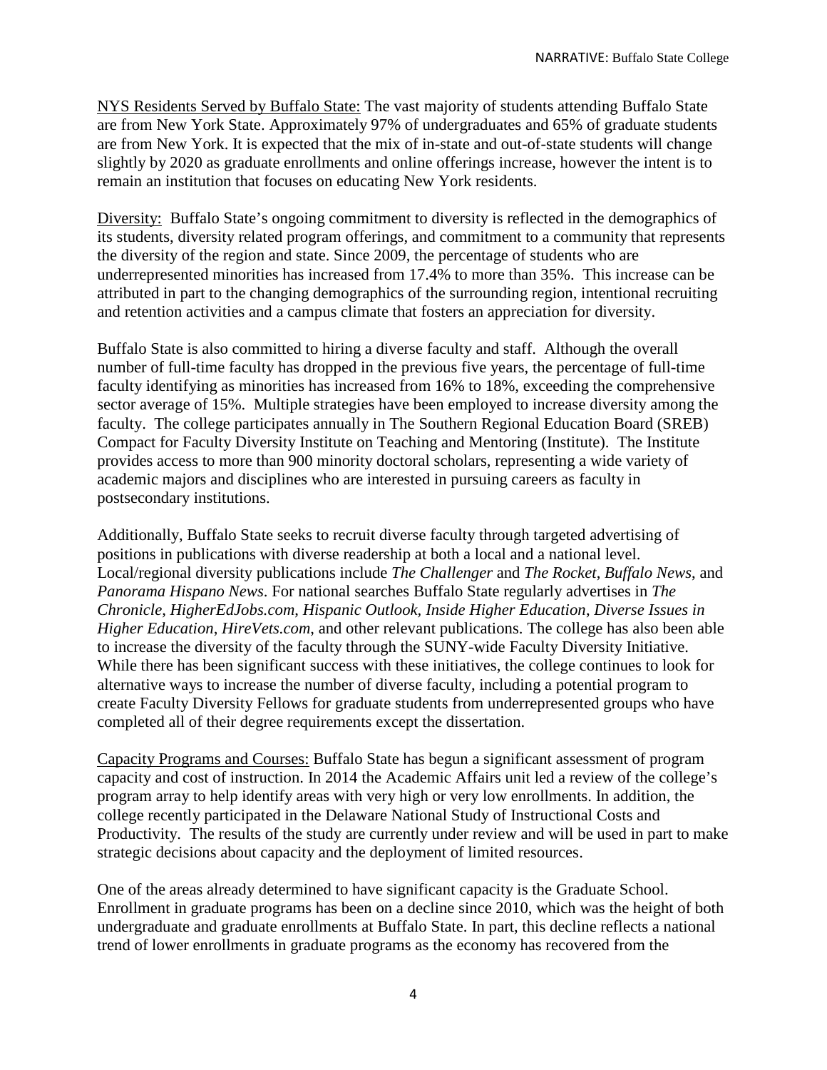NYS Residents Served by Buffalo State: The vast majority of students attending Buffalo State are from New York State. Approximately 97% of undergraduates and 65% of graduate students are from New York. It is expected that the mix of in-state and out-of-state students will change slightly by 2020 as graduate enrollments and online offerings increase, however the intent is to remain an institution that focuses on educating New York residents.

Diversity: Buffalo State's ongoing commitment to diversity is reflected in the demographics of its students, diversity related program offerings, and commitment to a community that represents the diversity of the region and state. Since 2009, the percentage of students who are underrepresented minorities has increased from 17.4% to more than 35%. This increase can be attributed in part to the changing demographics of the surrounding region, intentional recruiting and retention activities and a campus climate that fosters an appreciation for diversity.

Buffalo State is also committed to hiring a diverse faculty and staff. Although the overall number of full-time faculty has dropped in the previous five years, the percentage of full-time faculty identifying as minorities has increased from 16% to 18%, exceeding the comprehensive sector average of 15%. Multiple strategies have been employed to increase diversity among the faculty. The college participates annually in The Southern Regional Education Board (SREB) Compact for Faculty Diversity Institute on Teaching and Mentoring (Institute). The Institute provides access to more than 900 minority doctoral scholars, representing a wide variety of academic majors and disciplines who are interested in pursuing careers as faculty in postsecondary institutions.

Additionally, Buffalo State seeks to recruit diverse faculty through targeted advertising of positions in publications with diverse readership at both a local and a national level. Local/regional diversity publications include *The Challenger* and *The Rocket*, *Buffalo News*, and *Panorama Hispano News*. For national searches Buffalo State regularly advertises in *The Chronicle*, *HigherEdJobs.com*, *Hispanic Outlook*, *Inside Higher Education*, *Diverse Issues in Higher Education*, *HireVets.com*, and other relevant publications. The college has also been able to increase the diversity of the faculty through the SUNY-wide Faculty Diversity Initiative. While there has been significant success with these initiatives, the college continues to look for alternative ways to increase the number of diverse faculty, including a potential program to create Faculty Diversity Fellows for graduate students from underrepresented groups who have completed all of their degree requirements except the dissertation.

Capacity Programs and Courses: Buffalo State has begun a significant assessment of program capacity and cost of instruction. In 2014 the Academic Affairs unit led a review of the college's program array to help identify areas with very high or very low enrollments. In addition, the college recently participated in the Delaware National Study of Instructional Costs and Productivity. The results of the study are currently under review and will be used in part to make strategic decisions about capacity and the deployment of limited resources.

One of the areas already determined to have significant capacity is the Graduate School. Enrollment in graduate programs has been on a decline since 2010, which was the height of both undergraduate and graduate enrollments at Buffalo State. In part, this decline reflects a national trend of lower enrollments in graduate programs as the economy has recovered from the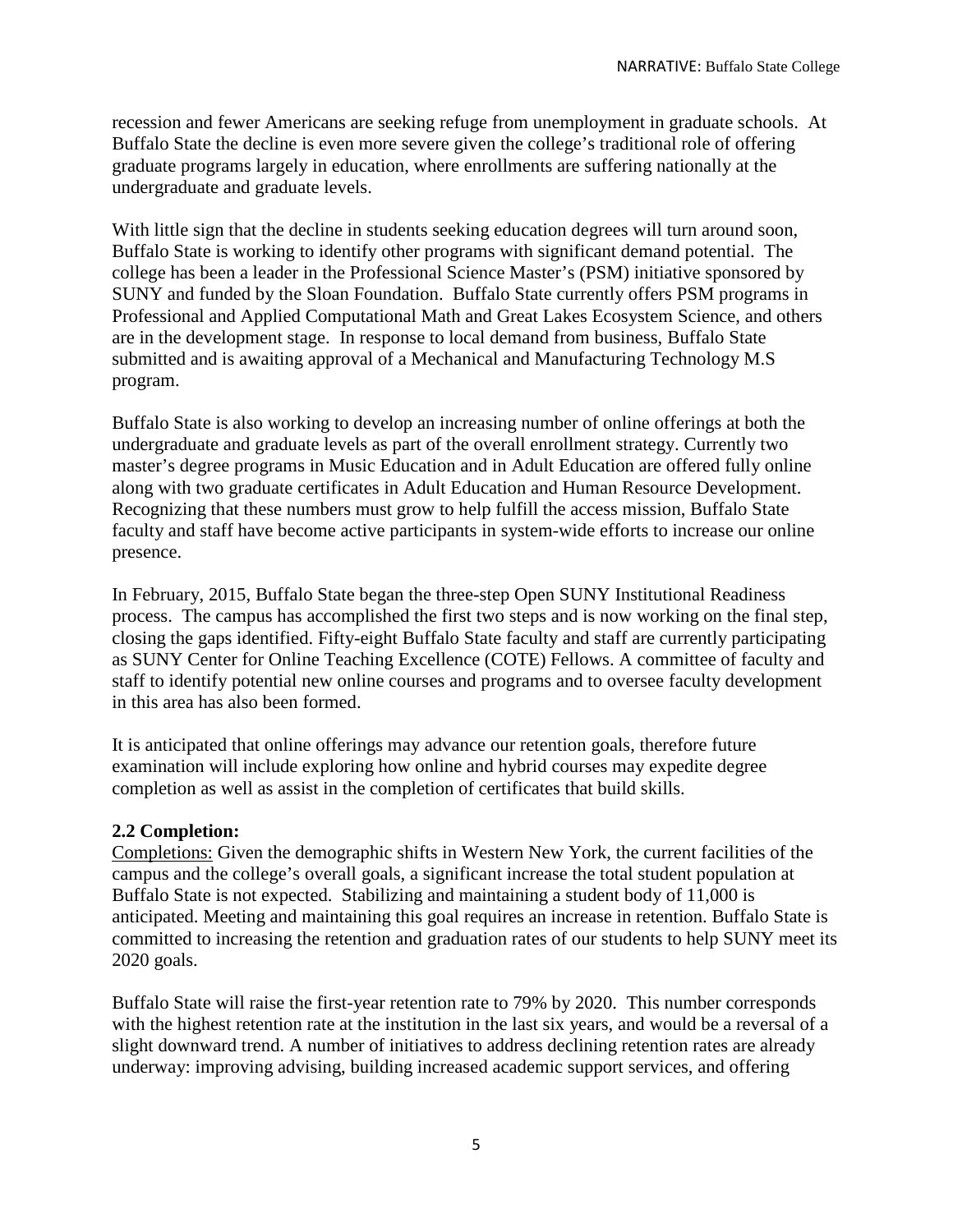recession and fewer Americans are seeking refuge from unemployment in graduate schools. At Buffalo State the decline is even more severe given the college's traditional role of offering graduate programs largely in education, where enrollments are suffering nationally at the undergraduate and graduate levels.

With little sign that the decline in students seeking education degrees will turn around soon, Buffalo State is working to identify other programs with significant demand potential. The college has been a leader in the Professional Science Master's (PSM) initiative sponsored by SUNY and funded by the Sloan Foundation. Buffalo State currently offers PSM programs in Professional and Applied Computational Math and Great Lakes Ecosystem Science, and others are in the development stage. In response to local demand from business, Buffalo State submitted and is awaiting approval of a Mechanical and Manufacturing Technology M.S program.

Buffalo State is also working to develop an increasing number of online offerings at both the undergraduate and graduate levels as part of the overall enrollment strategy. Currently two master's degree programs in Music Education and in Adult Education are offered fully online along with two graduate certificates in Adult Education and Human Resource Development. Recognizing that these numbers must grow to help fulfill the access mission, Buffalo State faculty and staff have become active participants in system-wide efforts to increase our online presence.

In February, 2015, Buffalo State began the three-step Open SUNY Institutional Readiness process. The campus has accomplished the first two steps and is now working on the final step, closing the gaps identified. Fifty-eight Buffalo State faculty and staff are currently participating as SUNY Center for Online Teaching Excellence (COTE) Fellows. A committee of faculty and staff to identify potential new online courses and programs and to oversee faculty development in this area has also been formed.

It is anticipated that online offerings may advance our retention goals, therefore future examination will include exploring how online and hybrid courses may expedite degree completion as well as assist in the completion of certificates that build skills.

### 2.2 Completion:

Completions: Given the demographic shifts in Western New York, the current facilities of the campus and the college's overall goals, a significant increase the total student population at Buffalo State is not expected. Stabilizing and maintaining a student body of 11,000 is anticipated. Meeting and maintaining this goal requires an increase in retention. Buffalo State is committed to increasing the retention and graduation rates of our students to help SUNY meet its 2020 goals.

Buffalo State will raise the first-year retention rate to 79% by 2020. This number corresponds with the highest retention rate at the institution in the last six years, and would be a reversal of a slight downward trend. A number of initiatives to address declining retention rates are already underway: improving advising, building increased academic support services, and offering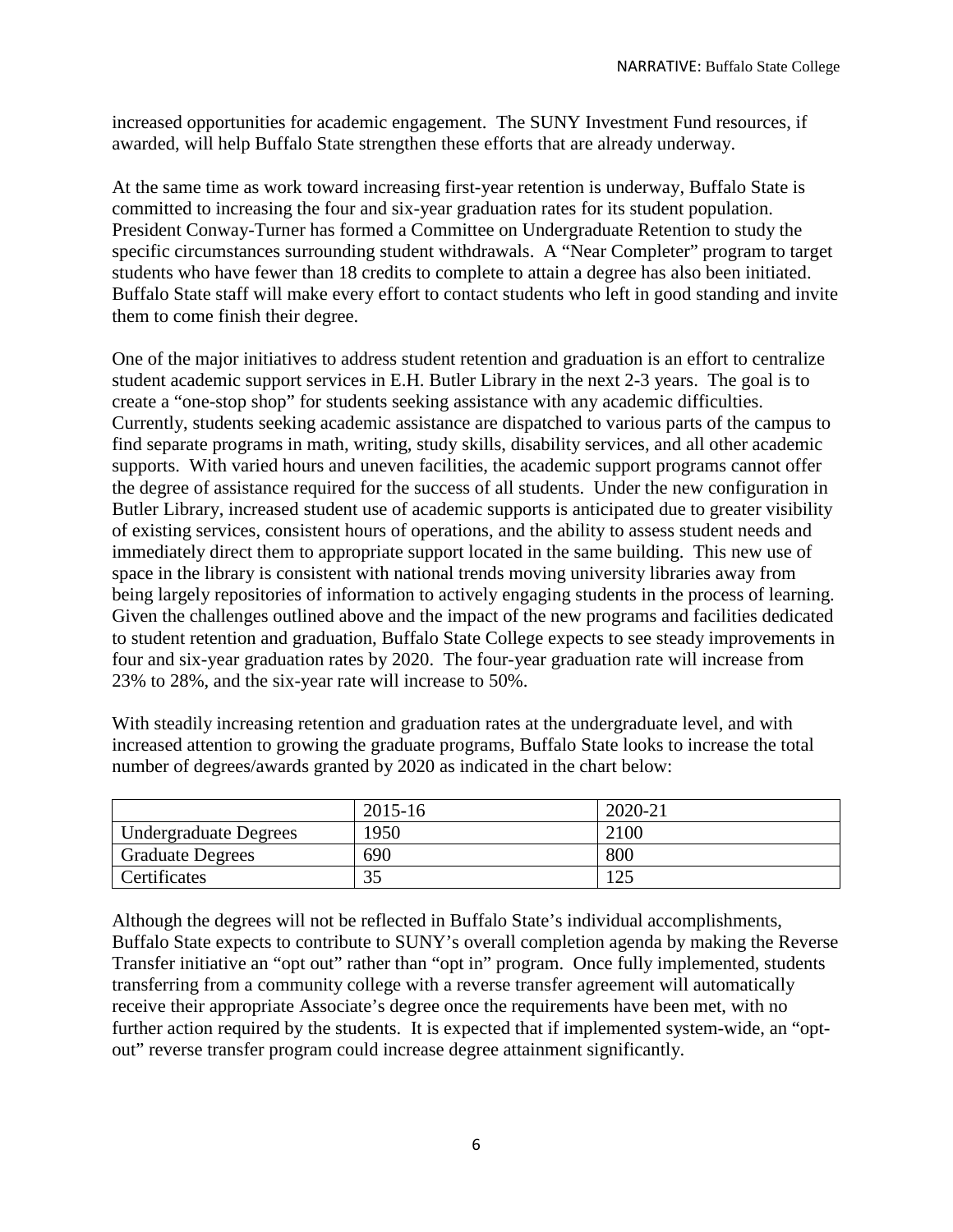increased opportunities for academic engagement. The SUNY Investment Fund resources, if awarded, will help Buffalo State strengthen these efforts that are already underway.

At the same time as work toward increasing first-year retention is underway, Buffalo State is committed to increasing the four and six-year graduation rates for its student population. President Conway-Turner has formed a Committee on Undergraduate Retention to study the specific circumstances surrounding student withdrawals. A "Near Completer" program to target students who have fewer than 18 credits to complete to attain a degree has also been initiated. Buffalo State staff will make every effort to contact students who left in good standing and invite them to come finish their degree.

One of the major initiatives to address student retention and graduation is an effort to centralize student academic support services in E.H. Butler Library in the next 2-3 years. The goal is to create a "one-stop shop" for students seeking assistance with any academic difficulties. Currently, students seeking academic assistance are dispatched to various parts of the campus to find separate programs in math, writing, study skills, disability services, and all other academic supports. With varied hours and uneven facilities, the academic support programs cannot offer the degree of assistance required for the success of all students. Under the new configuration in Butler Library, increased student use of academic supports is anticipated due to greater visibility of existing services, consistent hours of operations, and the ability to assess student needs and immediately direct them to appropriate support located in the same building. This new use of space in the library is consistent with national trends moving university libraries away from being largely repositories of information to actively engaging students in the process of learning. Given the challenges outlined above and the impact of the new programs and facilities dedicated to student retention and graduation, Buffalo State College expects to see steady improvements in four and six-year graduation rates by 2020. The four-year graduation rate will increase from 23% to 28%, and the six-year rate will increase to 50%.

With steadily increasing retention and graduation rates at the undergraduate level, and with increased attention to growing the graduate programs, Buffalo State looks to increase the total number of degrees/awards granted by 2020 as indicated in the chart below:

| | 2015-16 | 2020-21 |
|---|---|---|
| Undergraduate Degrees | 1950 | 2100 |
| Graduate Degrees | 690 | 800 |
| Certificates | 35 | 125 |

Although the degrees will not be reflected in Buffalo State's individual accomplishments, Buffalo State expects to contribute to SUNY's overall completion agenda by making the Reverse Transfer initiative an "opt out" rather than "opt in" program. Once fully implemented, students transferring from a community college with a reverse transfer agreement will automatically receive their appropriate Associate's degree once the requirements have been met, with no further action required by the students. It is expected that if implemented system-wide, an "opt-out" reverse transfer program could increase degree attainment significantly.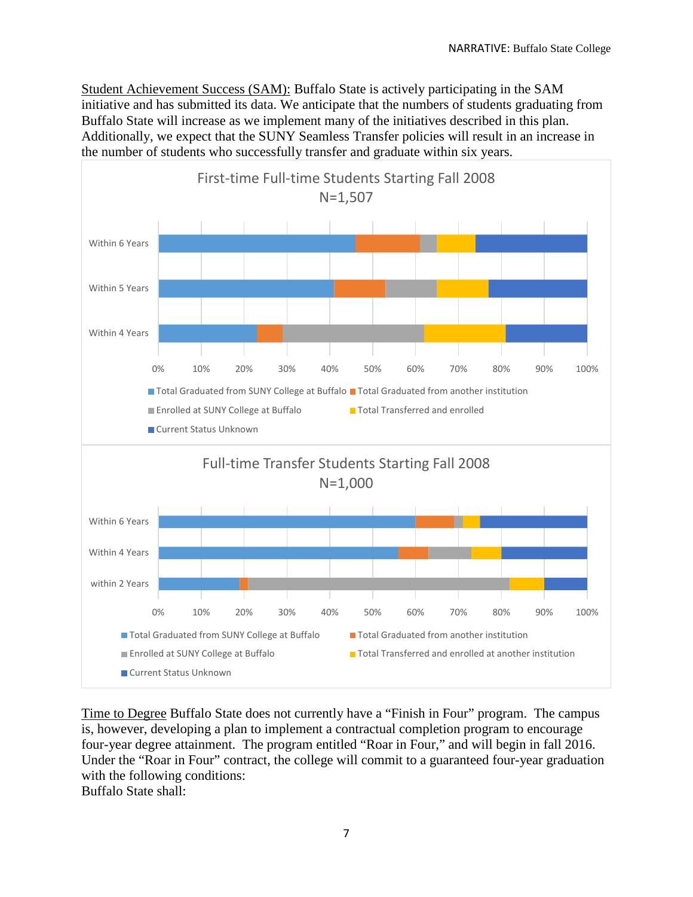Student Achievement Success (SAM): Buffalo State is actively participating in the SAM initiative and has submitted its data. We anticipate that the numbers of students graduating from Buffalo State will increase as we implement many of the initiatives described in this plan. Additionally, we expect that the SUNY Seamless Transfer policies will result in an increase in the number of students who successfully transfer and graduate within six years.

First-time Full-time Students Starting Fall 2008
N=1,507

(Chart categories: Within 6 Years, Within 5 Years, Within 4 Years; axis 0%–100%)

- Total Graduated from SUNY College at Buffalo
- Total Graduated from another institution
- Enrolled at SUNY College at Buffalo
- Total Transferred and enrolled
- Current Status Unknown

Full-time Transfer Students Starting Fall 2008
N=1,000

(Chart categories: Within 6 Years, Within 4 Years, within 2 Years; axis 0%–100%)

- Total Graduated from SUNY College at Buffalo
- Total Graduated from another institution
- Enrolled at SUNY College at Buffalo
- Total Transferred and enrolled at another institution
- Current Status Unknown

Time to Degree Buffalo State does not currently have a "Finish in Four" program. The campus is, however, developing a plan to implement a contractual completion program to encourage four-year degree attainment. The program entitled "Roar in Four," and will begin in fall 2016. Under the "Roar in Four" contract, the college will commit to a guaranteed four-year graduation with the following conditions:

Buffalo State shall: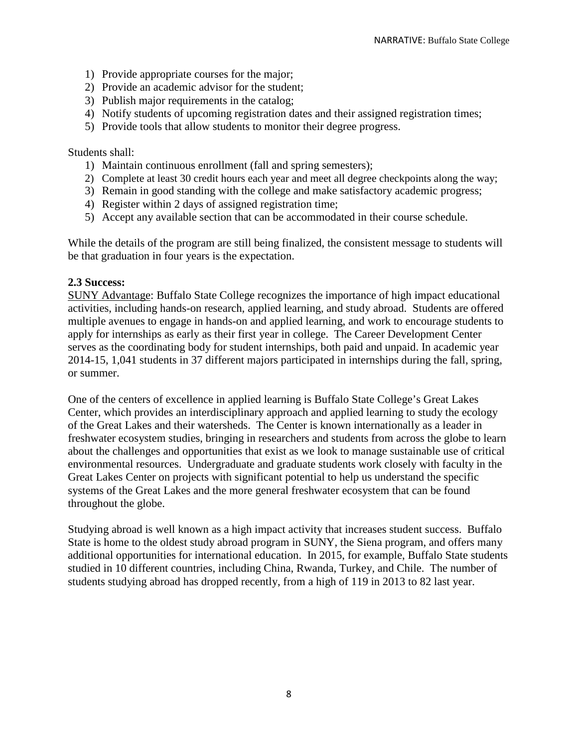1) Provide appropriate courses for the major;
2) Provide an academic advisor for the student;
3) Publish major requirements in the catalog;
4) Notify students of upcoming registration dates and their assigned registration times;
5) Provide tools that allow students to monitor their degree progress.

Students shall:

1) Maintain continuous enrollment (fall and spring semesters);
2) Complete at least 30 credit hours each year and meet all degree checkpoints along the way;
3) Remain in good standing with the college and make satisfactory academic progress;
4) Register within 2 days of assigned registration time;
5) Accept any available section that can be accommodated in their course schedule.

While the details of the program are still being finalized, the consistent message to students will be that graduation in four years is the expectation.

**2.3 Success:**

SUNY Advantage: Buffalo State College recognizes the importance of high impact educational activities, including hands-on research, applied learning, and study abroad. Students are offered multiple avenues to engage in hands-on and applied learning, and work to encourage students to apply for internships as early as their first year in college. The Career Development Center serves as the coordinating body for student internships, both paid and unpaid. In academic year 2014-15, 1,041 students in 37 different majors participated in internships during the fall, spring, or summer.

One of the centers of excellence in applied learning is Buffalo State College's Great Lakes Center, which provides an interdisciplinary approach and applied learning to study the ecology of the Great Lakes and their watersheds. The Center is known internationally as a leader in freshwater ecosystem studies, bringing in researchers and students from across the globe to learn about the challenges and opportunities that exist as we look to manage sustainable use of critical environmental resources. Undergraduate and graduate students work closely with faculty in the Great Lakes Center on projects with significant potential to help us understand the specific systems of the Great Lakes and the more general freshwater ecosystem that can be found throughout the globe.

Studying abroad is well known as a high impact activity that increases student success. Buffalo State is home to the oldest study abroad program in SUNY, the Siena program, and offers many additional opportunities for international education. In 2015, for example, Buffalo State students studied in 10 different countries, including China, Rwanda, Turkey, and Chile. The number of students studying abroad has dropped recently, from a high of 119 in 2013 to 82 last year.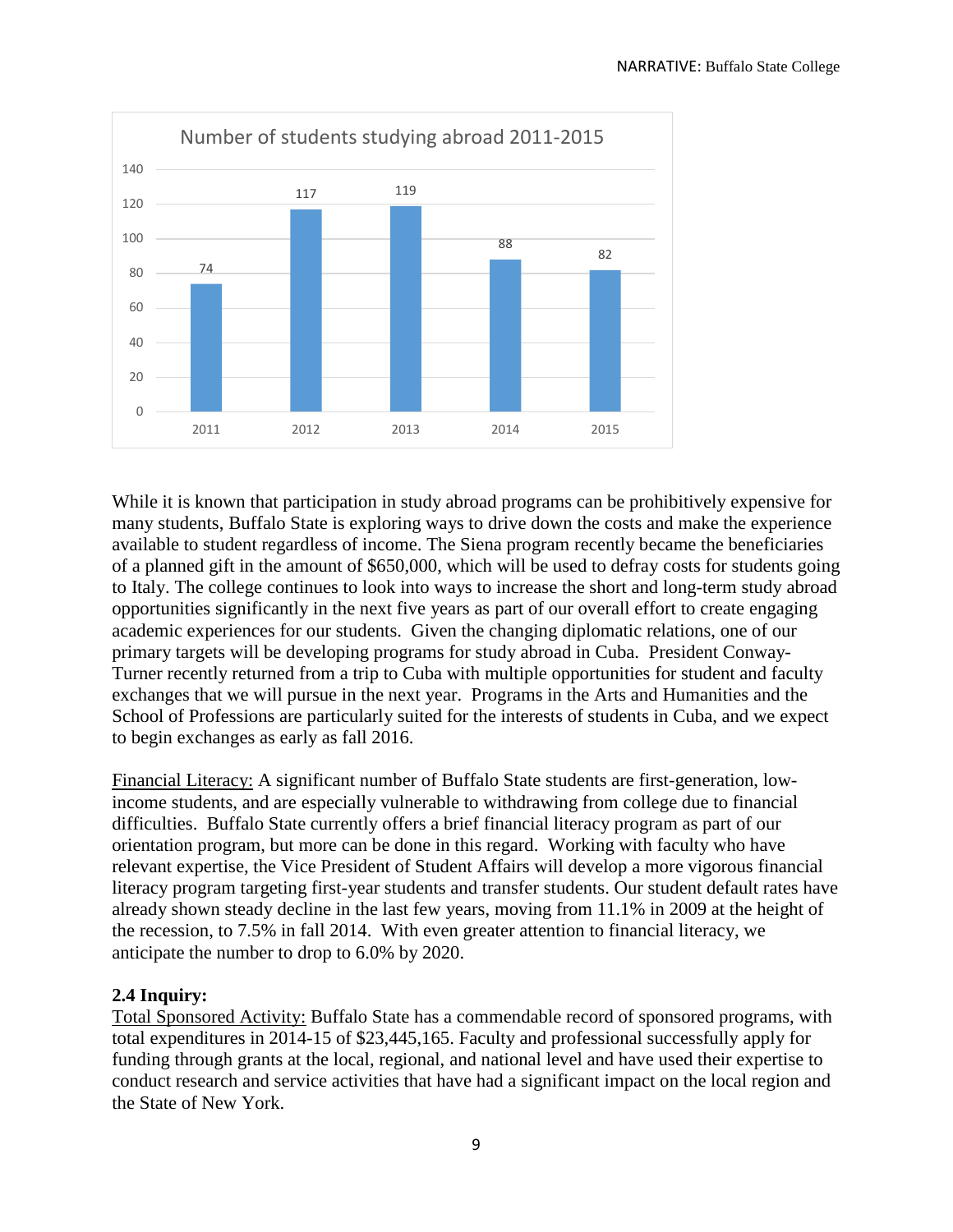Number of students studying abroad 2011-2015

| Year | Number of students |
|---|---|
| 2011 | 74 |
| 2012 | 117 |
| 2013 | 119 |
| 2014 | 88 |
| 2015 | 82 |

While it is known that participation in study abroad programs can be prohibitively expensive for many students, Buffalo State is exploring ways to drive down the costs and make the experience available to student regardless of income. The Siena program recently became the beneficiaries of a planned gift in the amount of $650,000, which will be used to defray costs for students going to Italy. The college continues to look into ways to increase the short and long-term study abroad opportunities significantly in the next five years as part of our overall effort to create engaging academic experiences for our students. Given the changing diplomatic relations, one of our primary targets will be developing programs for study abroad in Cuba. President Conway-Turner recently returned from a trip to Cuba with multiple opportunities for student and faculty exchanges that we will pursue in the next year. Programs in the Arts and Humanities and the School of Professions are particularly suited for the interests of students in Cuba, and we expect to begin exchanges as early as fall 2016.

<u>Financial Literacy:</u> A significant number of Buffalo State students are first-generation, low-income students, and are especially vulnerable to withdrawing from college due to financial difficulties. Buffalo State currently offers a brief financial literacy program as part of our orientation program, but more can be done in this regard. Working with faculty who have relevant expertise, the Vice President of Student Affairs will develop a more vigorous financial literacy program targeting first-year students and transfer students. Our student default rates have already shown steady decline in the last few years, moving from 11.1% in 2009 at the height of the recession, to 7.5% in fall 2014. With even greater attention to financial literacy, we anticipate the number to drop to 6.0% by 2020.

**2.4 Inquiry:**

<u>Total Sponsored Activity:</u> Buffalo State has a commendable record of sponsored programs, with total expenditures in 2014-15 of $23,445,165. Faculty and professional successfully apply for funding through grants at the local, regional, and national level and have used their expertise to conduct research and service activities that have had a significant impact on the local region and the State of New York.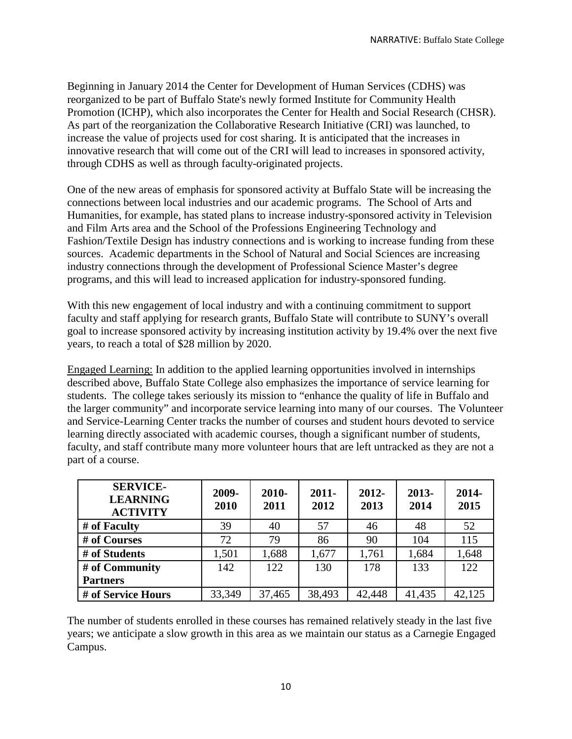Beginning in January 2014 the Center for Development of Human Services (CDHS) was reorganized to be part of Buffalo State's newly formed Institute for Community Health Promotion (ICHP), which also incorporates the Center for Health and Social Research (CHSR). As part of the reorganization the Collaborative Research Initiative (CRI) was launched, to increase the value of projects used for cost sharing. It is anticipated that the increases in innovative research that will come out of the CRI will lead to increases in sponsored activity, through CDHS as well as through faculty-originated projects.

One of the new areas of emphasis for sponsored activity at Buffalo State will be increasing the connections between local industries and our academic programs. The School of Arts and Humanities, for example, has stated plans to increase industry-sponsored activity in Television and Film Arts area and the School of the Professions Engineering Technology and Fashion/Textile Design has industry connections and is working to increase funding from these sources. Academic departments in the School of Natural and Social Sciences are increasing industry connections through the development of Professional Science Master's degree programs, and this will lead to increased application for industry-sponsored funding.

With this new engagement of local industry and with a continuing commitment to support faculty and staff applying for research grants, Buffalo State will contribute to SUNY's overall goal to increase sponsored activity by increasing institution activity by 19.4% over the next five years, to reach a total of $28 million by 2020.

<u>Engaged Learning:</u> In addition to the applied learning opportunities involved in internships described above, Buffalo State College also emphasizes the importance of service learning for students. The college takes seriously its mission to "enhance the quality of life in Buffalo and the larger community" and incorporate service learning into many of our courses. The Volunteer and Service-Learning Center tracks the number of courses and student hours devoted to service learning directly associated with academic courses, though a significant number of students, faculty, and staff contribute many more volunteer hours that are left untracked as they are not a part of a course.

| SERVICE-LEARNING ACTIVITY | 2009-2010 | 2010-2011 | 2011-2012 | 2012-2013 | 2013-2014 | 2014-2015 |
|---|---|---|---|---|---|---|
| # of Faculty | 39 | 40 | 57 | 46 | 48 | 52 |
| # of Courses | 72 | 79 | 86 | 90 | 104 | 115 |
| # of Students | 1,501 | 1,688 | 1,677 | 1,761 | 1,684 | 1,648 |
| # of Community Partners | 142 | 122 | 130 | 178 | 133 | 122 |
| # of Service Hours | 33,349 | 37,465 | 38,493 | 42,448 | 41,435 | 42,125 |

The number of students enrolled in these courses has remained relatively steady in the last five years; we anticipate a slow growth in this area as we maintain our status as a Carnegie Engaged Campus.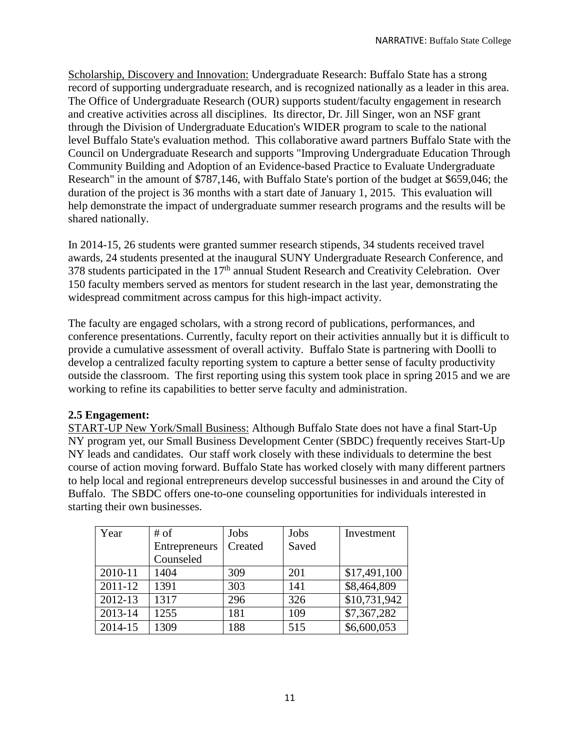Scholarship, Discovery and Innovation: Undergraduate Research: Buffalo State has a strong record of supporting undergraduate research, and is recognized nationally as a leader in this area. The Office of Undergraduate Research (OUR) supports student/faculty engagement in research and creative activities across all disciplines. Its director, Dr. Jill Singer, won an NSF grant through the Division of Undergraduate Education's WIDER program to scale to the national level Buffalo State's evaluation method. This collaborative award partners Buffalo State with the Council on Undergraduate Research and supports "Improving Undergraduate Education Through Community Building and Adoption of an Evidence-based Practice to Evaluate Undergraduate Research" in the amount of $787,146, with Buffalo State's portion of the budget at $659,046; the duration of the project is 36 months with a start date of January 1, 2015. This evaluation will help demonstrate the impact of undergraduate summer research programs and the results will be shared nationally.

In 2014-15, 26 students were granted summer research stipends, 34 students received travel awards, 24 students presented at the inaugural SUNY Undergraduate Research Conference, and 378 students participated in the 17th annual Student Research and Creativity Celebration. Over 150 faculty members served as mentors for student research in the last year, demonstrating the widespread commitment across campus for this high-impact activity.

The faculty are engaged scholars, with a strong record of publications, performances, and conference presentations. Currently, faculty report on their activities annually but it is difficult to provide a cumulative assessment of overall activity. Buffalo State is partnering with Doolli to develop a centralized faculty reporting system to capture a better sense of faculty productivity outside the classroom. The first reporting using this system took place in spring 2015 and we are working to refine its capabilities to better serve faculty and administration.

**2.5 Engagement:**

START-UP New York/Small Business: Although Buffalo State does not have a final Start-Up NY program yet, our Small Business Development Center (SBDC) frequently receives Start-Up NY leads and candidates. Our staff work closely with these individuals to determine the best course of action moving forward. Buffalo State has worked closely with many different partners to help local and regional entrepreneurs develop successful businesses in and around the City of Buffalo. The SBDC offers one-to-one counseling opportunities for individuals interested in starting their own businesses.

| Year | # of Entrepreneurs Counseled | Jobs Created | Jobs Saved | Investment |
|---|---|---|---|---|
| 2010-11 | 1404 | 309 | 201 | $17,491,100 |
| 2011-12 | 1391 | 303 | 141 | $8,464,809 |
| 2012-13 | 1317 | 296 | 326 | $10,731,942 |
| 2013-14 | 1255 | 181 | 109 | $7,367,282 |
| 2014-15 | 1309 | 188 | 515 | $6,600,053 |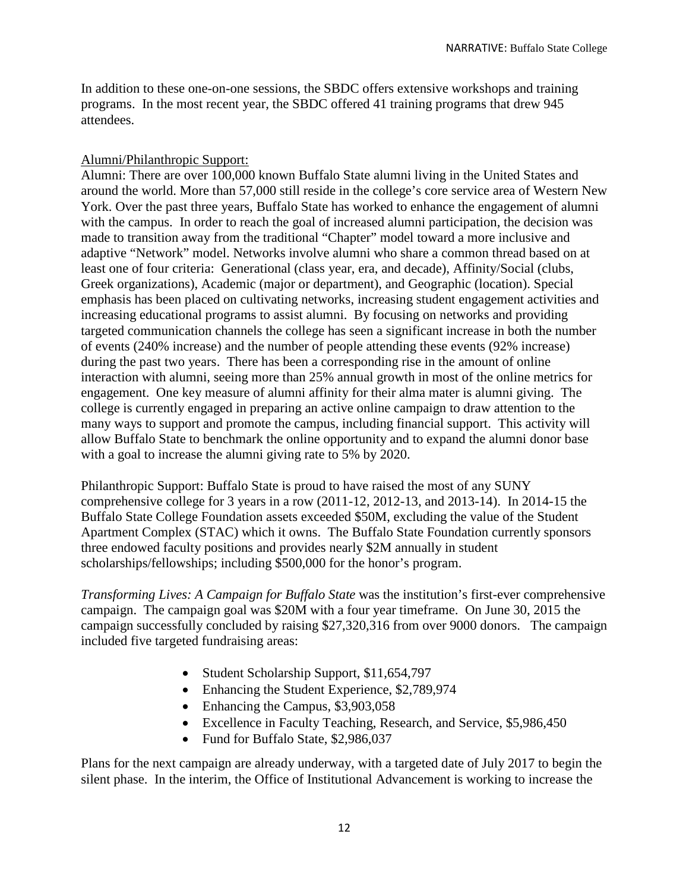In addition to these one-on-one sessions, the SBDC offers extensive workshops and training programs. In the most recent year, the SBDC offered 41 training programs that drew 945 attendees.

Alumni/Philanthropic Support:

Alumni: There are over 100,000 known Buffalo State alumni living in the United States and around the world. More than 57,000 still reside in the college's core service area of Western New York. Over the past three years, Buffalo State has worked to enhance the engagement of alumni with the campus. In order to reach the goal of increased alumni participation, the decision was made to transition away from the traditional "Chapter" model toward a more inclusive and adaptive "Network" model. Networks involve alumni who share a common thread based on at least one of four criteria: Generational (class year, era, and decade), Affinity/Social (clubs, Greek organizations), Academic (major or department), and Geographic (location). Special emphasis has been placed on cultivating networks, increasing student engagement activities and increasing educational programs to assist alumni. By focusing on networks and providing targeted communication channels the college has seen a significant increase in both the number of events (240% increase) and the number of people attending these events (92% increase) during the past two years. There has been a corresponding rise in the amount of online interaction with alumni, seeing more than 25% annual growth in most of the online metrics for engagement. One key measure of alumni affinity for their alma mater is alumni giving. The college is currently engaged in preparing an active online campaign to draw attention to the many ways to support and promote the campus, including financial support. This activity will allow Buffalo State to benchmark the online opportunity and to expand the alumni donor base with a goal to increase the alumni giving rate to 5% by 2020.

Philanthropic Support: Buffalo State is proud to have raised the most of any SUNY comprehensive college for 3 years in a row (2011-12, 2012-13, and 2013-14). In 2014-15 the Buffalo State College Foundation assets exceeded $50M, excluding the value of the Student Apartment Complex (STAC) which it owns. The Buffalo State Foundation currently sponsors three endowed faculty positions and provides nearly $2M annually in student scholarships/fellowships; including $500,000 for the honor's program.

*Transforming Lives: A Campaign for Buffalo State* was the institution's first-ever comprehensive campaign. The campaign goal was $20M with a four year timeframe. On June 30, 2015 the campaign successfully concluded by raising $27,320,316 from over 9000 donors. The campaign included five targeted fundraising areas:

- Student Scholarship Support, $11,654,797
- Enhancing the Student Experience, $2,789,974
- Enhancing the Campus, $3,903,058
- Excellence in Faculty Teaching, Research, and Service, $5,986,450
- Fund for Buffalo State, $2,986,037

Plans for the next campaign are already underway, with a targeted date of July 2017 to begin the silent phase. In the interim, the Office of Institutional Advancement is working to increase the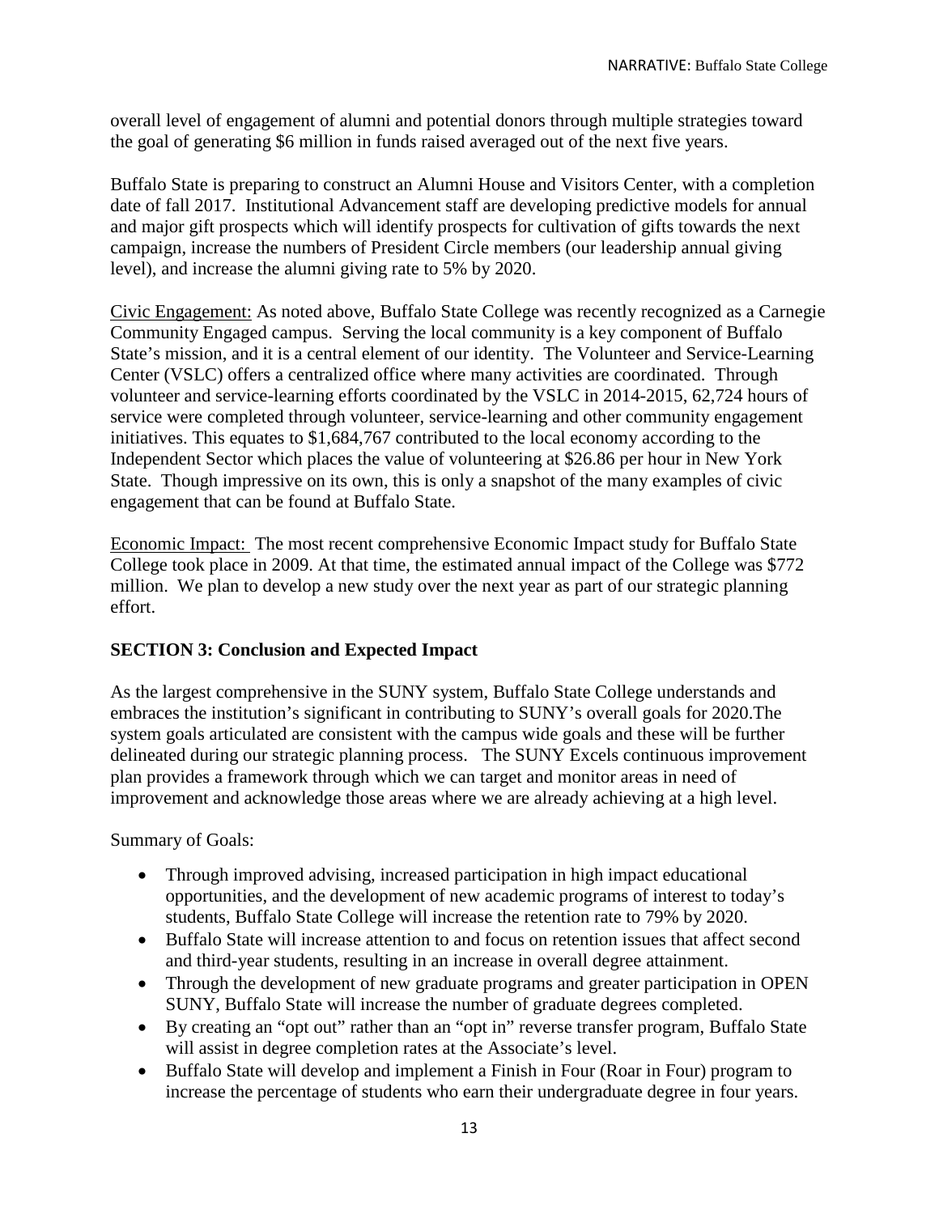overall level of engagement of alumni and potential donors through multiple strategies toward the goal of generating $6 million in funds raised averaged out of the next five years.

Buffalo State is preparing to construct an Alumni House and Visitors Center, with a completion date of fall 2017. Institutional Advancement staff are developing predictive models for annual and major gift prospects which will identify prospects for cultivation of gifts towards the next campaign, increase the numbers of President Circle members (our leadership annual giving level), and increase the alumni giving rate to 5% by 2020.

Civic Engagement: As noted above, Buffalo State College was recently recognized as a Carnegie Community Engaged campus. Serving the local community is a key component of Buffalo State's mission, and it is a central element of our identity. The Volunteer and Service-Learning Center (VSLC) offers a centralized office where many activities are coordinated. Through volunteer and service-learning efforts coordinated by the VSLC in 2014-2015, 62,724 hours of service were completed through volunteer, service-learning and other community engagement initiatives. This equates to $1,684,767 contributed to the local economy according to the Independent Sector which places the value of volunteering at $26.86 per hour in New York State. Though impressive on its own, this is only a snapshot of the many examples of civic engagement that can be found at Buffalo State.

Economic Impact: The most recent comprehensive Economic Impact study for Buffalo State College took place in 2009. At that time, the estimated annual impact of the College was $772 million. We plan to develop a new study over the next year as part of our strategic planning effort.

## SECTION 3: Conclusion and Expected Impact

As the largest comprehensive in the SUNY system, Buffalo State College understands and embraces the institution's significant in contributing to SUNY's overall goals for 2020.The system goals articulated are consistent with the campus wide goals and these will be further delineated during our strategic planning process. The SUNY Excels continuous improvement plan provides a framework through which we can target and monitor areas in need of improvement and acknowledge those areas where we are already achieving at a high level.

Summary of Goals:

- Through improved advising, increased participation in high impact educational opportunities, and the development of new academic programs of interest to today's students, Buffalo State College will increase the retention rate to 79% by 2020.
- Buffalo State will increase attention to and focus on retention issues that affect second and third-year students, resulting in an increase in overall degree attainment.
- Through the development of new graduate programs and greater participation in OPEN SUNY, Buffalo State will increase the number of graduate degrees completed.
- By creating an "opt out" rather than an "opt in" reverse transfer program, Buffalo State will assist in degree completion rates at the Associate's level.
- Buffalo State will develop and implement a Finish in Four (Roar in Four) program to increase the percentage of students who earn their undergraduate degree in four years.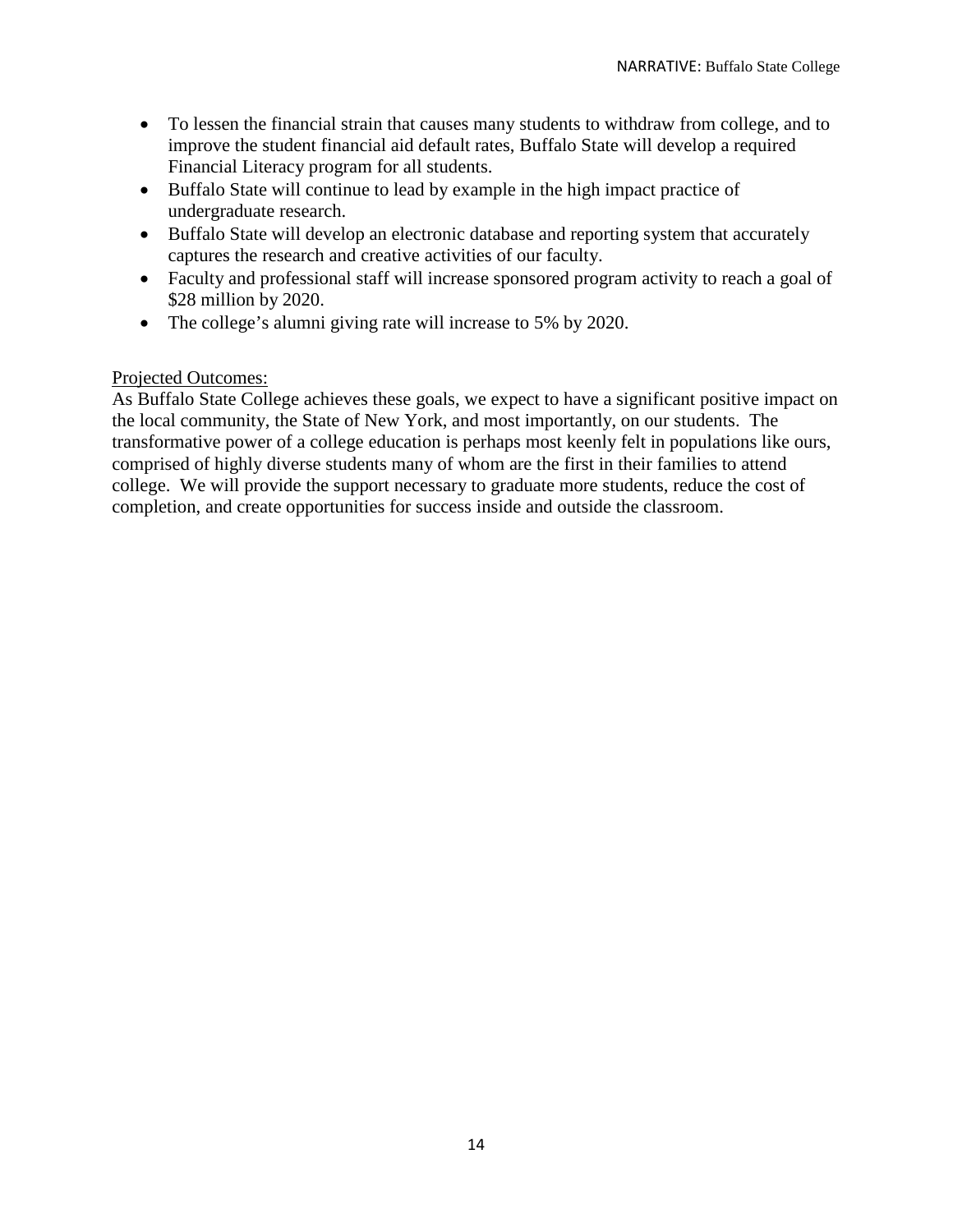- To lessen the financial strain that causes many students to withdraw from college, and to improve the student financial aid default rates, Buffalo State will develop a required Financial Literacy program for all students.
- Buffalo State will continue to lead by example in the high impact practice of undergraduate research.
- Buffalo State will develop an electronic database and reporting system that accurately captures the research and creative activities of our faculty.
- Faculty and professional staff will increase sponsored program activity to reach a goal of $28 million by 2020.
- The college's alumni giving rate will increase to 5% by 2020.

Projected Outcomes:

As Buffalo State College achieves these goals, we expect to have a significant positive impact on the local community, the State of New York, and most importantly, on our students. The transformative power of a college education is perhaps most keenly felt in populations like ours, comprised of highly diverse students many of whom are the first in their families to attend college. We will provide the support necessary to graduate more students, reduce the cost of completion, and create opportunities for success inside and outside the classroom.